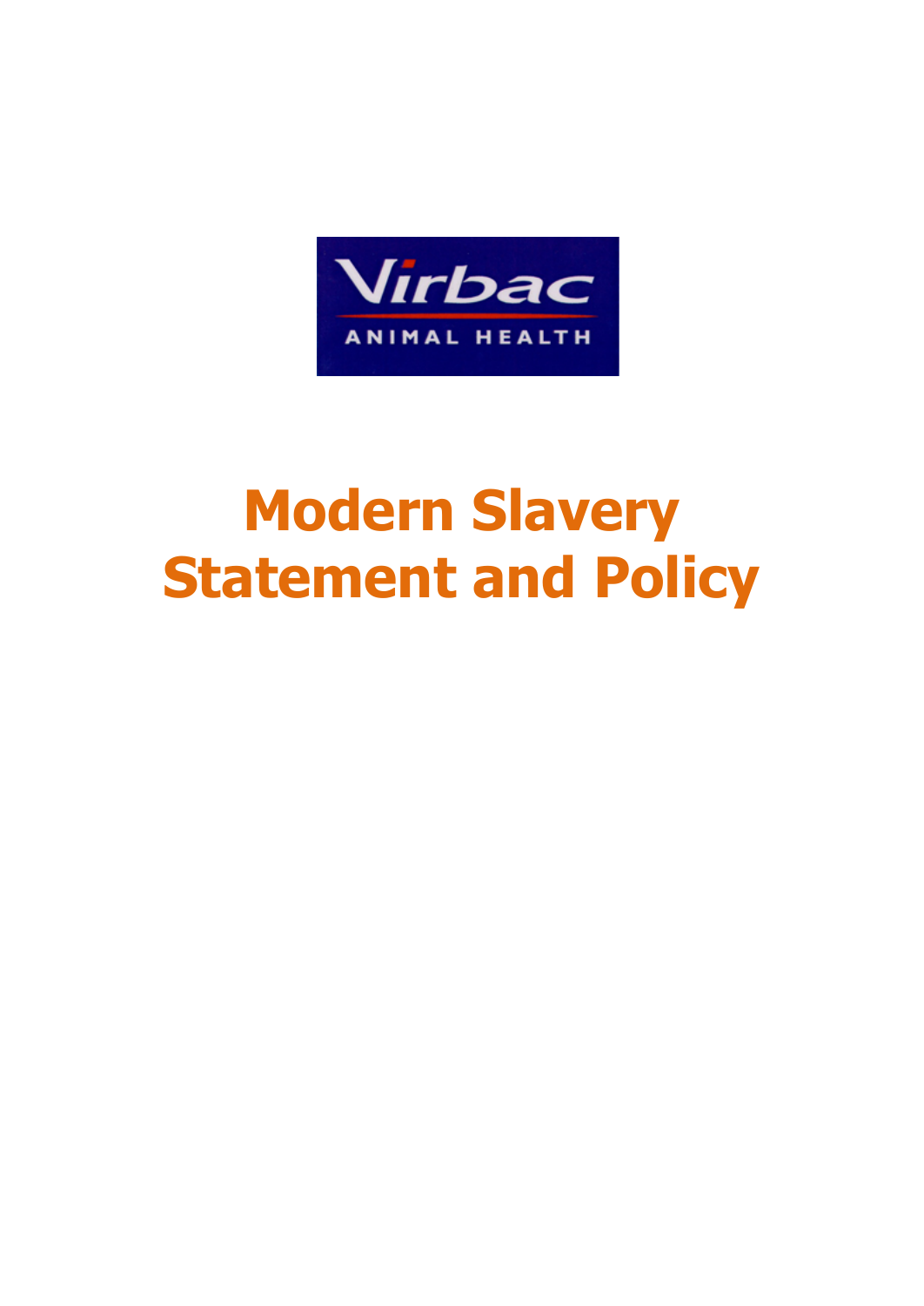Virbac

ANIMAL HEALTH

# Modern Slavery Statement and Policy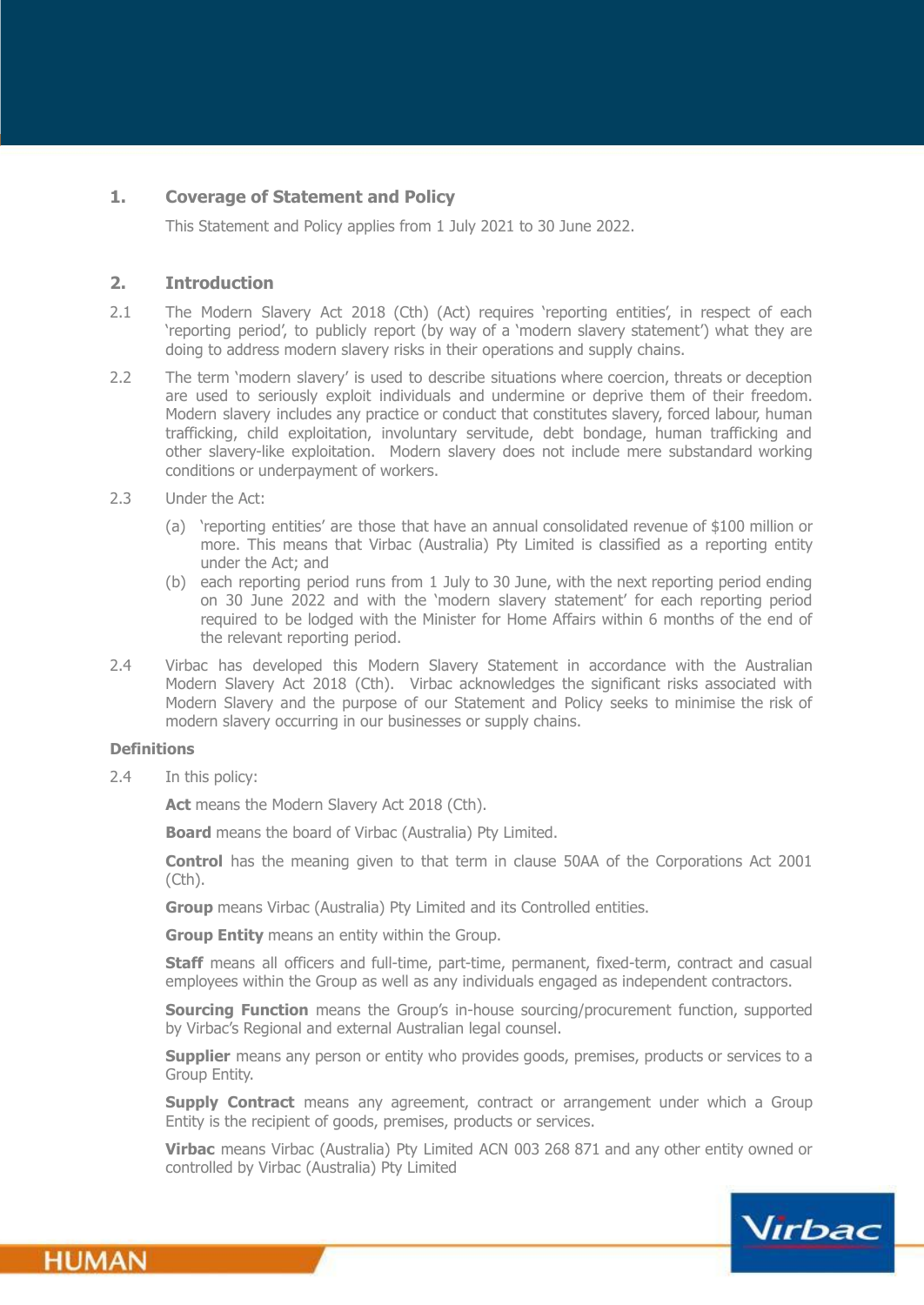## 1. Coverage of Statement and Policy

This Statement and Policy applies from 1 July 2021 to 30 June 2022.

## 2. Introduction

2.1 The Modern Slavery Act 2018 (Cth) (Act) requires 'reporting entities', in respect of each 'reporting period', to publicly report (by way of a 'modern slavery statement') what they are doing to address modern slavery risks in their operations and supply chains.

2.2 The term 'modern slavery' is used to describe situations where coercion, threats or deception are used to seriously exploit individuals and undermine or deprive them of their freedom. Modern slavery includes any practice or conduct that constitutes slavery, forced labour, human trafficking, child exploitation, involuntary servitude, debt bondage, human trafficking and other slavery-like exploitation. Modern slavery does not include mere substandard working conditions or underpayment of workers.

2.3 Under the Act:

(a) 'reporting entities' are those that have an annual consolidated revenue of $100 million or more. This means that Virbac (Australia) Pty Limited is classified as a reporting entity under the Act; and

(b) each reporting period runs from 1 July to 30 June, with the next reporting period ending on 30 June 2022 and with the 'modern slavery statement' for each reporting period required to be lodged with the Minister for Home Affairs within 6 months of the end of the relevant reporting period.

2.4 Virbac has developed this Modern Slavery Statement in accordance with the Australian Modern Slavery Act 2018 (Cth). Virbac acknowledges the significant risks associated with Modern Slavery and the purpose of our Statement and Policy seeks to minimise the risk of modern slavery occurring in our businesses or supply chains.

### Definitions

2.4 In this policy:

**Act** means the Modern Slavery Act 2018 (Cth).

**Board** means the board of Virbac (Australia) Pty Limited.

**Control** has the meaning given to that term in clause 50AA of the Corporations Act 2001 (Cth).

**Group** means Virbac (Australia) Pty Limited and its Controlled entities.

**Group Entity** means an entity within the Group.

**Staff** means all officers and full-time, part-time, permanent, fixed-term, contract and casual employees within the Group as well as any individuals engaged as independent contractors.

**Sourcing Function** means the Group's in-house sourcing/procurement function, supported by Virbac's Regional and external Australian legal counsel.

**Supplier** means any person or entity who provides goods, premises, products or services to a Group Entity.

**Supply Contract** means any agreement, contract or arrangement under which a Group Entity is the recipient of goods, premises, products or services.

**Virbac** means Virbac (Australia) Pty Limited ACN 003 268 871 and any other entity owned or controlled by Virbac (Australia) Pty Limited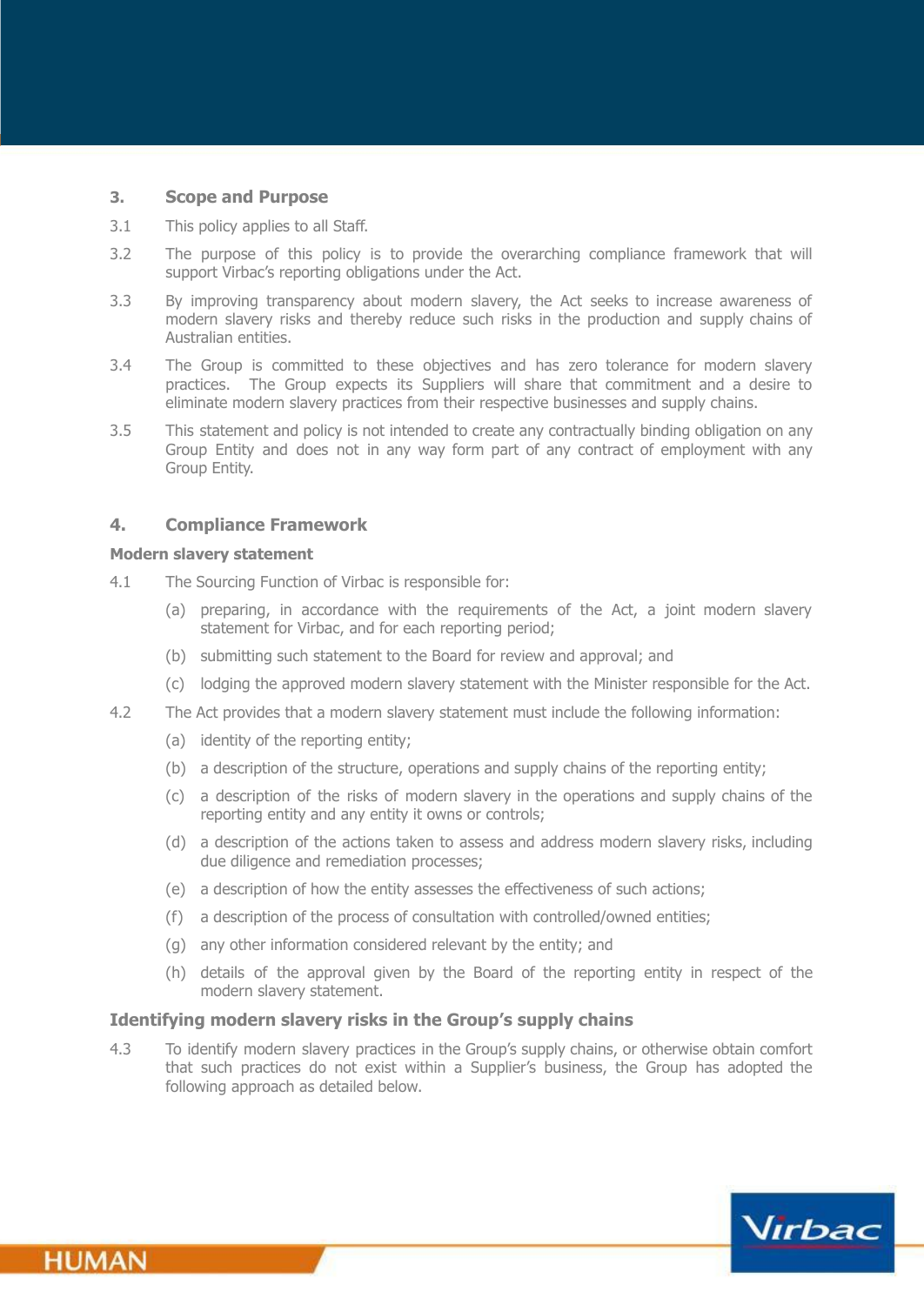## 3. Scope and Purpose

3.1 This policy applies to all Staff.

3.2 The purpose of this policy is to provide the overarching compliance framework that will support Virbac's reporting obligations under the Act.

3.3 By improving transparency about modern slavery, the Act seeks to increase awareness of modern slavery risks and thereby reduce such risks in the production and supply chains of Australian entities.

3.4 The Group is committed to these objectives and has zero tolerance for modern slavery practices. The Group expects its Suppliers will share that commitment and a desire to eliminate modern slavery practices from their respective businesses and supply chains.

3.5 This statement and policy is not intended to create any contractually binding obligation on any Group Entity and does not in any way form part of any contract of employment with any Group Entity.

## 4. Compliance Framework

### Modern slavery statement

4.1 The Sourcing Function of Virbac is responsible for:

(a) preparing, in accordance with the requirements of the Act, a joint modern slavery statement for Virbac, and for each reporting period;

(b) submitting such statement to the Board for review and approval; and

(c) lodging the approved modern slavery statement with the Minister responsible for the Act.

4.2 The Act provides that a modern slavery statement must include the following information:

(a) identity of the reporting entity;

(b) a description of the structure, operations and supply chains of the reporting entity;

(c) a description of the risks of modern slavery in the operations and supply chains of the reporting entity and any entity it owns or controls;

(d) a description of the actions taken to assess and address modern slavery risks, including due diligence and remediation processes;

(e) a description of how the entity assesses the effectiveness of such actions;

(f) a description of the process of consultation with controlled/owned entities;

(g) any other information considered relevant by the entity; and

(h) details of the approval given by the Board of the reporting entity in respect of the modern slavery statement.

### Identifying modern slavery risks in the Group's supply chains

4.3 To identify modern slavery practices in the Group's supply chains, or otherwise obtain comfort that such practices do not exist within a Supplier's business, the Group has adopted the following approach as detailed below.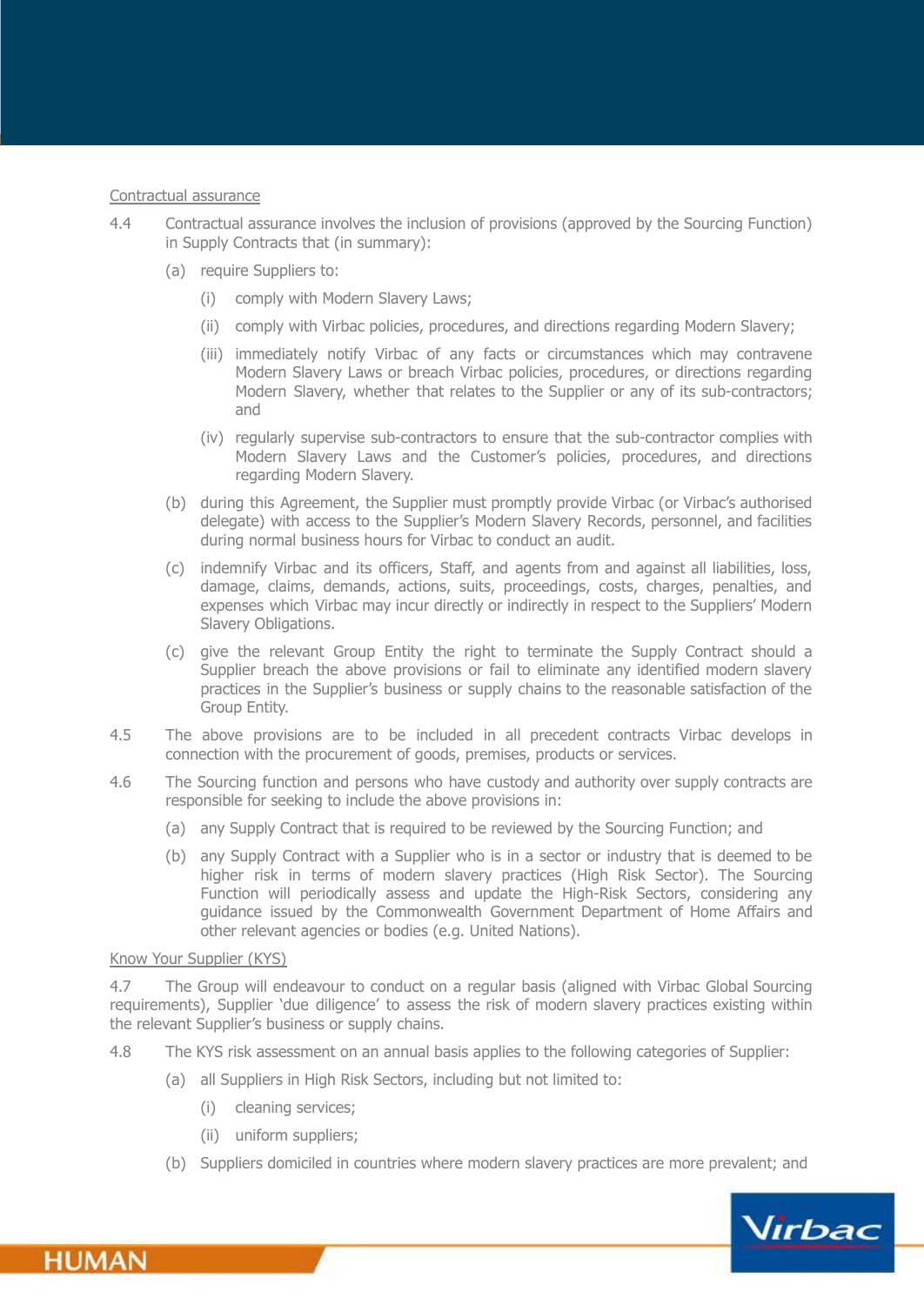Contractual assurance

4.4 Contractual assurance involves the inclusion of provisions (approved by the Sourcing Function) in Supply Contracts that (in summary):

(a) require Suppliers to:

(i) comply with Modern Slavery Laws;

(ii) comply with Virbac policies, procedures, and directions regarding Modern Slavery;

(iii) immediately notify Virbac of any facts or circumstances which may contravene Modern Slavery Laws or breach Virbac policies, procedures, or directions regarding Modern Slavery, whether that relates to the Supplier or any of its sub-contractors; and

(iv) regularly supervise sub-contractors to ensure that the sub-contractor complies with Modern Slavery Laws and the Customer's policies, procedures, and directions regarding Modern Slavery.

(b) during this Agreement, the Supplier must promptly provide Virbac (or Virbac's authorised delegate) with access to the Supplier's Modern Slavery Records, personnel, and facilities during normal business hours for Virbac to conduct an audit.

(c) indemnify Virbac and its officers, Staff, and agents from and against all liabilities, loss, damage, claims, demands, actions, suits, proceedings, costs, charges, penalties, and expenses which Virbac may incur directly or indirectly in respect to the Suppliers' Modern Slavery Obligations.

(c) give the relevant Group Entity the right to terminate the Supply Contract should a Supplier breach the above provisions or fail to eliminate any identified modern slavery practices in the Supplier's business or supply chains to the reasonable satisfaction of the Group Entity.

4.5 The above provisions are to be included in all precedent contracts Virbac develops in connection with the procurement of goods, premises, products or services.

4.6 The Sourcing function and persons who have custody and authority over supply contracts are responsible for seeking to include the above provisions in:

(a) any Supply Contract that is required to be reviewed by the Sourcing Function; and

(b) any Supply Contract with a Supplier who is in a sector or industry that is deemed to be higher risk in terms of modern slavery practices (High Risk Sector). The Sourcing Function will periodically assess and update the High-Risk Sectors, considering any guidance issued by the Commonwealth Government Department of Home Affairs and other relevant agencies or bodies (e.g. United Nations).

Know Your Supplier (KYS)

4.7 The Group will endeavour to conduct on a regular basis (aligned with Virbac Global Sourcing requirements), Supplier 'due diligence' to assess the risk of modern slavery practices existing within the relevant Supplier's business or supply chains.

4.8 The KYS risk assessment on an annual basis applies to the following categories of Supplier:

(a) all Suppliers in High Risk Sectors, including but not limited to:

(i) cleaning services;

(ii) uniform suppliers;

(b) Suppliers domiciled in countries where modern slavery practices are more prevalent; and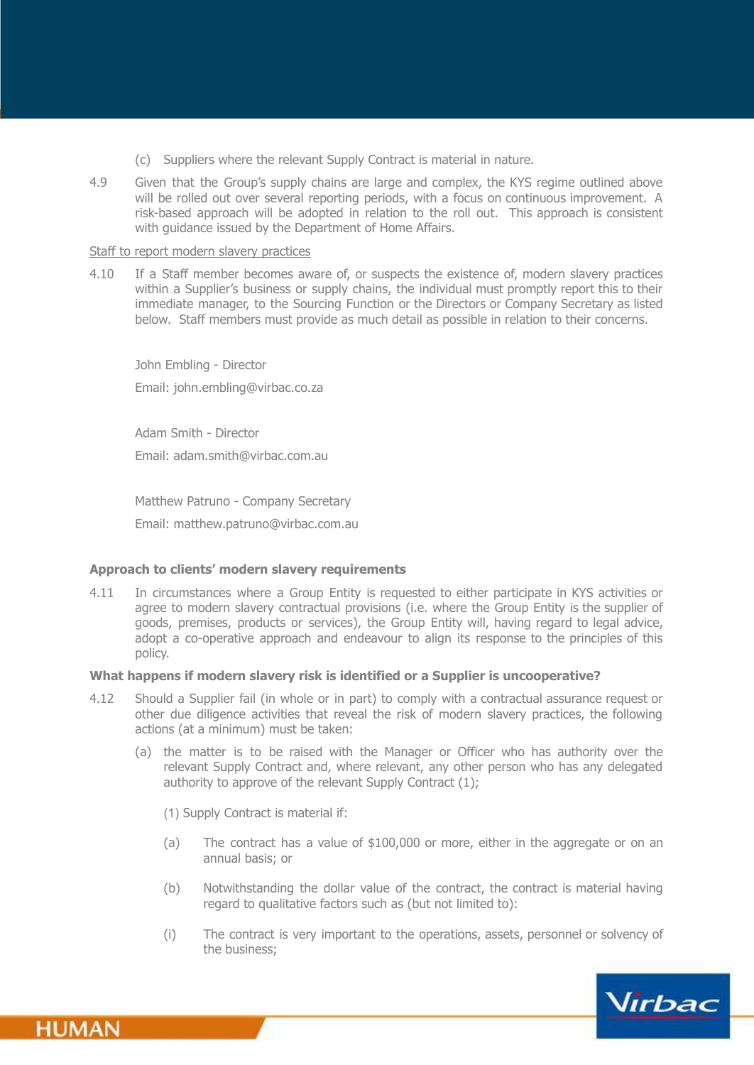(c) Suppliers where the relevant Supply Contract is material in nature.

4.9 Given that the Group's supply chains are large and complex, the KYS regime outlined above will be rolled out over several reporting periods, with a focus on continuous improvement. A risk-based approach will be adopted in relation to the roll out. This approach is consistent with guidance issued by the Department of Home Affairs.

Staff to report modern slavery practices

4.10 If a Staff member becomes aware of, or suspects the existence of, modern slavery practices within a Supplier's business or supply chains, the individual must promptly report this to their immediate manager, to the Sourcing Function or the Directors or Company Secretary as listed below. Staff members must provide as much detail as possible in relation to their concerns.

John Embling - Director

Email: john.embling@virbac.co.za

Adam Smith - Director

Email: adam.smith@virbac.com.au

Matthew Patruno - Company Secretary

Email: matthew.patruno@virbac.com.au

**Approach to clients' modern slavery requirements**

4.11 In circumstances where a Group Entity is requested to either participate in KYS activities or agree to modern slavery contractual provisions (i.e. where the Group Entity is the supplier of goods, premises, products or services), the Group Entity will, having regard to legal advice, adopt a co-operative approach and endeavour to align its response to the principles of this policy.

**What happens if modern slavery risk is identified or a Supplier is uncooperative?**

4.12 Should a Supplier fail (in whole or in part) to comply with a contractual assurance request or other due diligence activities that reveal the risk of modern slavery practices, the following actions (at a minimum) must be taken:

(a) the matter is to be raised with the Manager or Officer who has authority over the relevant Supply Contract and, where relevant, any other person who has any delegated authority to approve of the relevant Supply Contract (1);

(1) Supply Contract is material if:

(a) The contract has a value of $100,000 or more, either in the aggregate or on an annual basis; or

(b) Notwithstanding the dollar value of the contract, the contract is material having regard to qualitative factors such as (but not limited to):

(i) The contract is very important to the operations, assets, personnel or solvency of the business;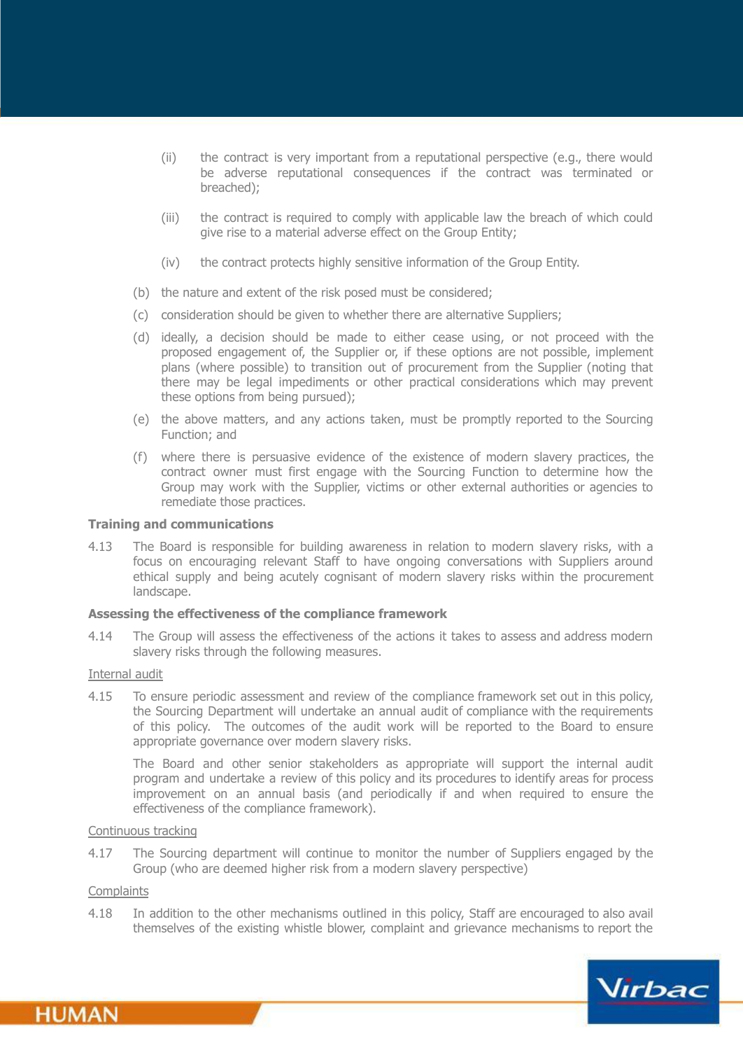(ii) the contract is very important from a reputational perspective (e.g., there would be adverse reputational consequences if the contract was terminated or breached);

(iii) the contract is required to comply with applicable law the breach of which could give rise to a material adverse effect on the Group Entity;

(iv) the contract protects highly sensitive information of the Group Entity.

(b) the nature and extent of the risk posed must be considered;

(c) consideration should be given to whether there are alternative Suppliers;

(d) ideally, a decision should be made to either cease using, or not proceed with the proposed engagement of, the Supplier or, if these options are not possible, implement plans (where possible) to transition out of procurement from the Supplier (noting that there may be legal impediments or other practical considerations which may prevent these options from being pursued);

(e) the above matters, and any actions taken, must be promptly reported to the Sourcing Function; and

(f) where there is persuasive evidence of the existence of modern slavery practices, the contract owner must first engage with the Sourcing Function to determine how the Group may work with the Supplier, victims or other external authorities or agencies to remediate those practices.

**Training and communications**

4.13 The Board is responsible for building awareness in relation to modern slavery risks, with a focus on encouraging relevant Staff to have ongoing conversations with Suppliers around ethical supply and being acutely cognisant of modern slavery risks within the procurement landscape.

**Assessing the effectiveness of the compliance framework**

4.14 The Group will assess the effectiveness of the actions it takes to assess and address modern slavery risks through the following measures.

Internal audit

4.15 To ensure periodic assessment and review of the compliance framework set out in this policy, the Sourcing Department will undertake an annual audit of compliance with the requirements of this policy. The outcomes of the audit work will be reported to the Board to ensure appropriate governance over modern slavery risks.

The Board and other senior stakeholders as appropriate will support the internal audit program and undertake a review of this policy and its procedures to identify areas for process improvement on an annual basis (and periodically if and when required to ensure the effectiveness of the compliance framework).

Continuous tracking

4.17 The Sourcing department will continue to monitor the number of Suppliers engaged by the Group (who are deemed higher risk from a modern slavery perspective)

Complaints

4.18 In addition to the other mechanisms outlined in this policy, Staff are encouraged to also avail themselves of the existing whistle blower, complaint and grievance mechanisms to report the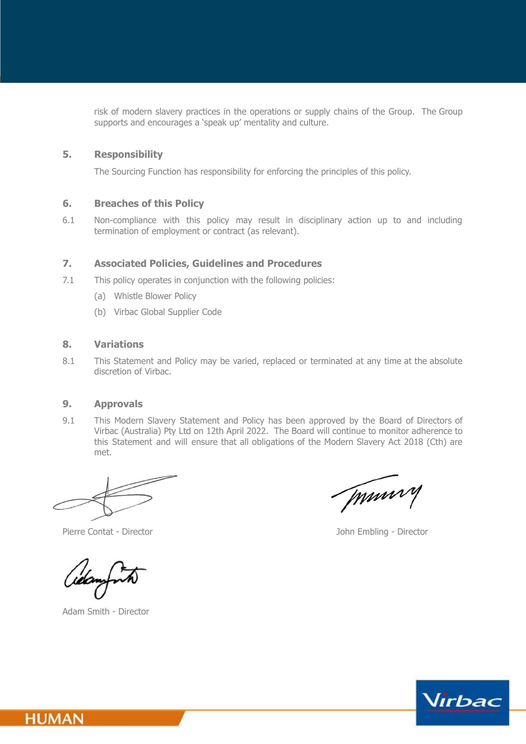risk of modern slavery practices in the operations or supply chains of the Group. The Group supports and encourages a 'speak up' mentality and culture.

## 5. Responsibility

The Sourcing Function has responsibility for enforcing the principles of this policy.

## 6. Breaches of this Policy

6.1 Non-compliance with this policy may result in disciplinary action up to and including termination of employment or contract (as relevant).

## 7. Associated Policies, Guidelines and Procedures

7.1 This policy operates in conjunction with the following policies:

(a) Whistle Blower Policy

(b) Virbac Global Supplier Code

## 8. Variations

8.1 This Statement and Policy may be varied, replaced or terminated at any time at the absolute discretion of Virbac.

## 9. Approvals

9.1 This Modern Slavery Statement and Policy has been approved by the Board of Directors of Virbac (Australia) Pty Ltd on 12th April 2022. The Board will continue to monitor adherence to this Statement and will ensure that all obligations of the Modern Slavery Act 2018 (Cth) are met.

Pierre Contat - Director

John Embling - Director

Adam Smith - Director